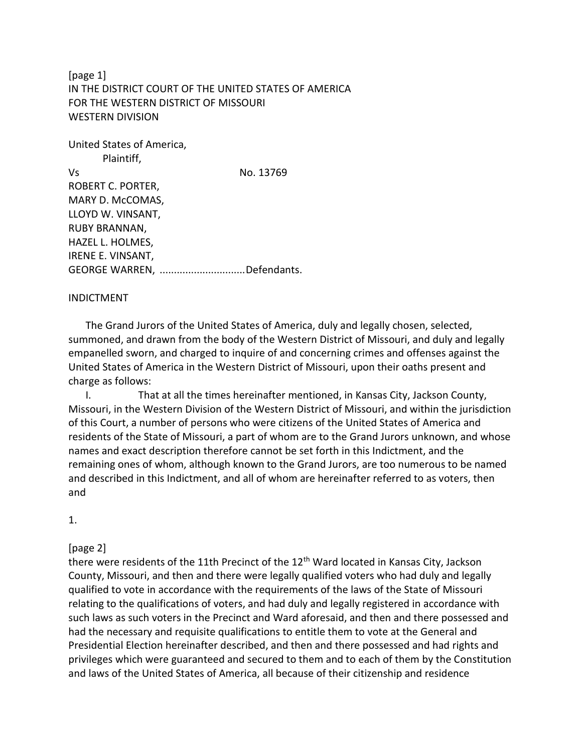[page 1]

IN THE DISTRICT COURT OF THE UNITED STATES OF AMERICA
FOR THE WESTERN DISTRICT OF MISSOURI
WESTERN DIVISION

United States of America,
Plaintiff,
Vs No. 13769
ROBERT C. PORTER,
MARY D. McCOMAS,
LLOYD W. VINSANT,
RUBY BRANNAN,
HAZEL L. HOLMES,
IRENE E. VINSANT,
GEORGE WARREN, ..............................Defendants.

INDICTMENT

The Grand Jurors of the United States of America, duly and legally chosen, selected, summoned, and drawn from the body of the Western District of Missouri, and duly and legally empanelled sworn, and charged to inquire of and concerning crimes and offenses against the United States of America in the Western District of Missouri, upon their oaths present and charge as follows:

I. That at all the times hereinafter mentioned, in Kansas City, Jackson County, Missouri, in the Western Division of the Western District of Missouri, and within the jurisdiction of this Court, a number of persons who were citizens of the United States of America and residents of the State of Missouri, a part of whom are to the Grand Jurors unknown, and whose names and exact description therefore cannot be set forth in this Indictment, and the remaining ones of whom, although known to the Grand Jurors, are too numerous to be named and described in this Indictment, and all of whom are hereinafter referred to as voters, then and

[page 2]

there were residents of the 11th Precinct of the 12th Ward located in Kansas City, Jackson County, Missouri, and then and there were legally qualified voters who had duly and legally qualified to vote in accordance with the requirements of the laws of the State of Missouri relating to the qualifications of voters, and had duly and legally registered in accordance with such laws as such voters in the Precinct and Ward aforesaid, and then and there possessed and had the necessary and requisite qualifications to entitle them to vote at the General and Presidential Election hereinafter described, and then and there possessed and had rights and privileges which were guaranteed and secured to them and to each of them by the Constitution and laws of the United States of America, all because of their citizenship and residence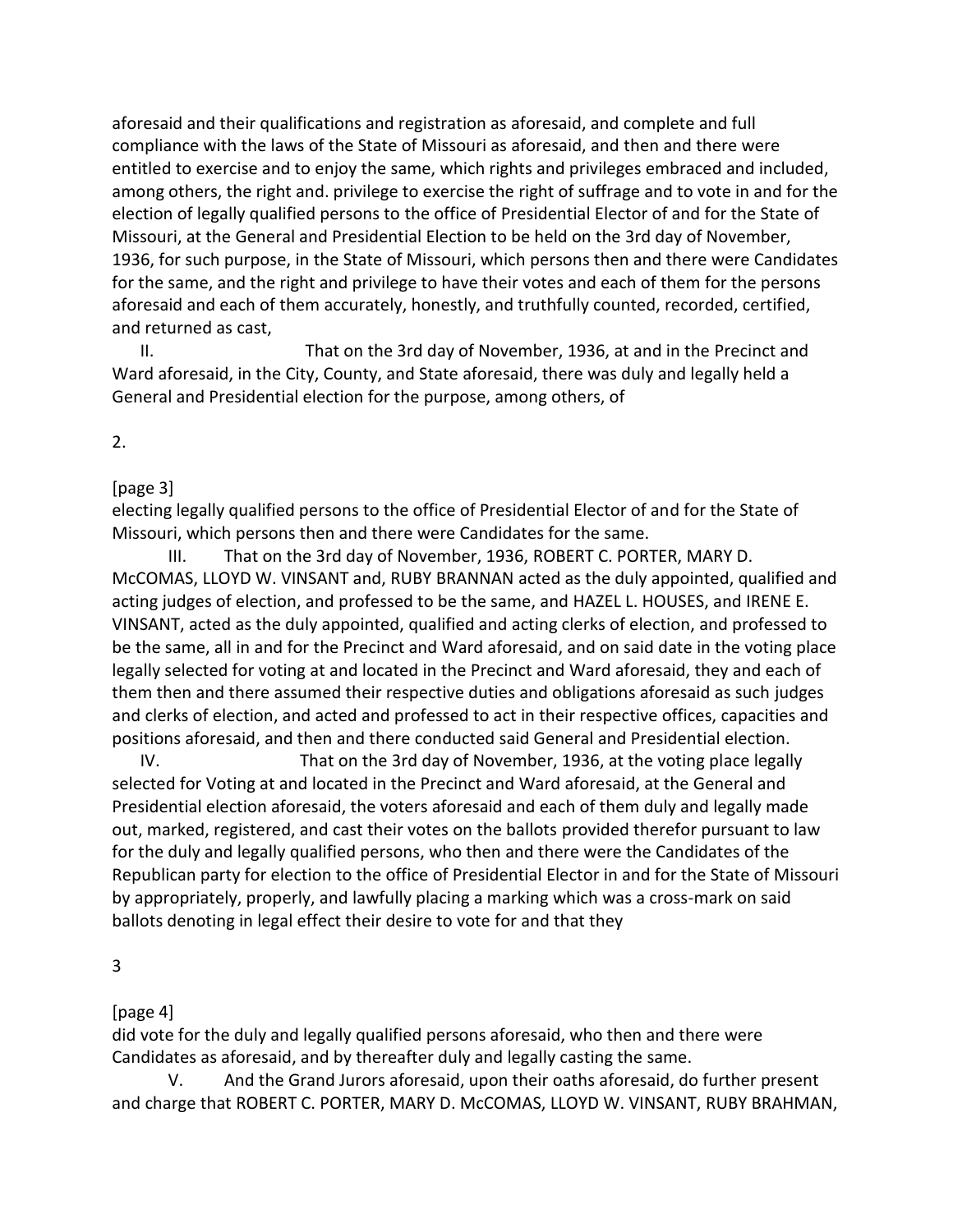aforesaid and their qualifications and registration as aforesaid, and complete and full compliance with the laws of the State of Missouri as aforesaid, and then and there were entitled to exercise and to enjoy the same, which rights and privileges embraced and included, among others, the right and. privilege to exercise the right of suffrage and to vote in and for the election of legally qualified persons to the office of Presidential Elector of and for the State of Missouri, at the General and Presidential Election to be held on the 3rd day of November, 1936, for such purpose, in the State of Missouri, which persons then and there were Candidates for the same, and the right and privilege to have their votes and each of them for the persons aforesaid and each of them accurately, honestly, and truthfully counted, recorded, certified, and returned as cast,

II. That on the 3rd day of November, 1936, at and in the Precinct and Ward aforesaid, in the City, County, and State aforesaid, there was duly and legally held a General and Presidential election for the purpose, among others, of

[page 3]

electing legally qualified persons to the office of Presidential Elector of and for the State of Missouri, which persons then and there were Candidates for the same.

III. That on the 3rd day of November, 1936, ROBERT C. PORTER, MARY D. McCOMAS, LLOYD W. VINSANT and, RUBY BRANNAN acted as the duly appointed, qualified and acting judges of election, and professed to be the same, and HAZEL L. HOUSES, and IRENE E. VINSANT, acted as the duly appointed, qualified and acting clerks of election, and professed to be the same, all in and for the Precinct and Ward aforesaid, and on said date in the voting place legally selected for voting at and located in the Precinct and Ward aforesaid, they and each of them then and there assumed their respective duties and obligations aforesaid as such judges and clerks of election, and acted and professed to act in their respective offices, capacities and positions aforesaid, and then and there conducted said General and Presidential election.

IV. That on the 3rd day of November, 1936, at the voting place legally selected for Voting at and located in the Precinct and Ward aforesaid, at the General and Presidential election aforesaid, the voters aforesaid and each of them duly and legally made out, marked, registered, and cast their votes on the ballots provided therefor pursuant to law for the duly and legally qualified persons, who then and there were the Candidates of the Republican party for election to the office of Presidential Elector in and for the State of Missouri by appropriately, properly, and lawfully placing a marking which was a cross-mark on said ballots denoting in legal effect their desire to vote for and that they

[page 4]

did vote for the duly and legally qualified persons aforesaid, who then and there were Candidates as aforesaid, and by thereafter duly and legally casting the same.

V. And the Grand Jurors aforesaid, upon their oaths aforesaid, do further present and charge that ROBERT C. PORTER, MARY D. McCOMAS, LLOYD W. VINSANT, RUBY BRAHMAN,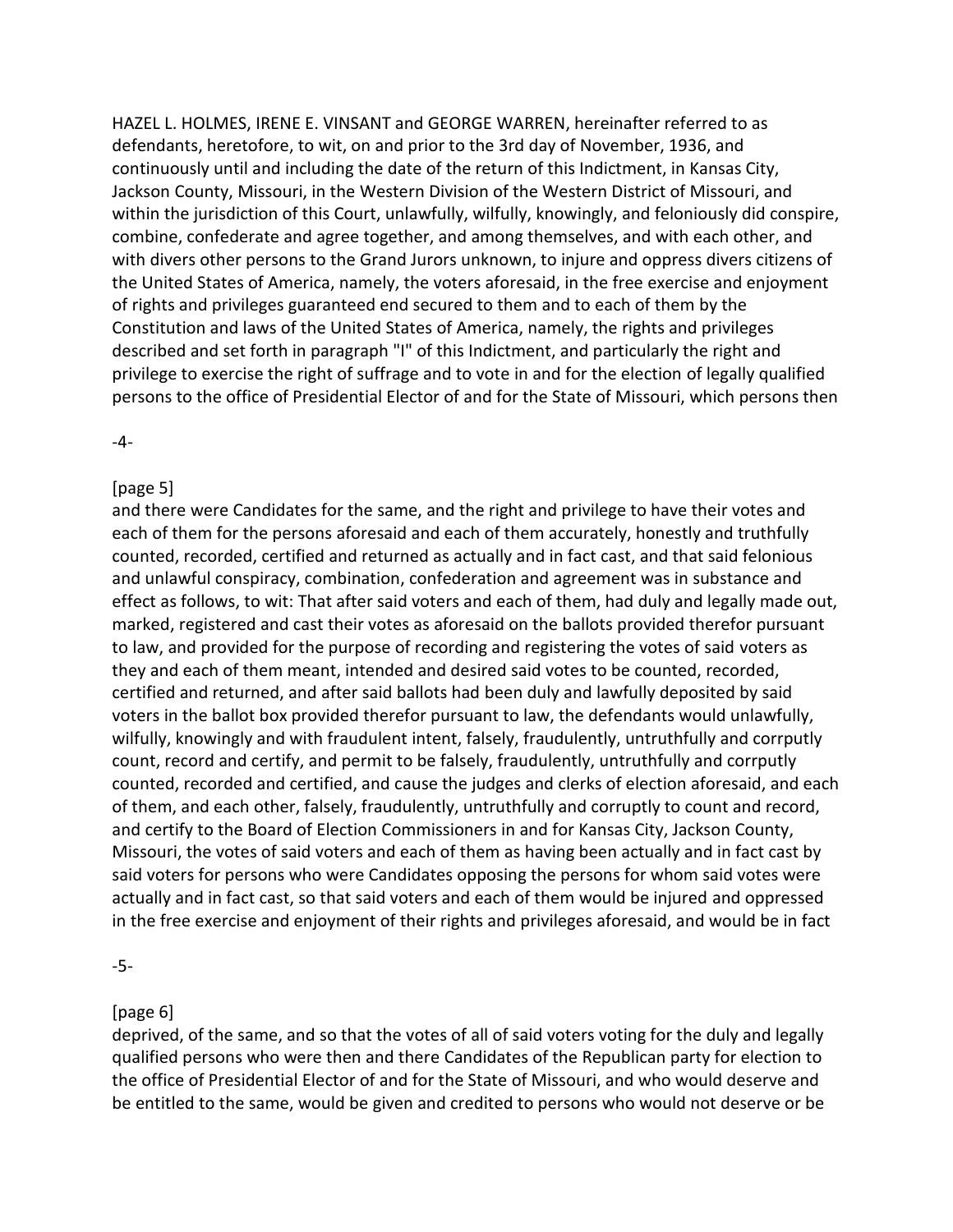HAZEL L. HOLMES, IRENE E. VINSANT and GEORGE WARREN, hereinafter referred to as defendants, heretofore, to wit, on and prior to the 3rd day of November, 1936, and continuously until and including the date of the return of this Indictment, in Kansas City, Jackson County, Missouri, in the Western Division of the Western District of Missouri, and within the jurisdiction of this Court, unlawfully, wilfully, knowingly, and feloniously did conspire, combine, confederate and agree together, and among themselves, and with each other, and with divers other persons to the Grand Jurors unknown, to injure and oppress divers citizens of the United States of America, namely, the voters aforesaid, in the free exercise and enjoyment of rights and privileges guaranteed end secured to them and to each of them by the Constitution and laws of the United States of America, namely, the rights and privileges described and set forth in paragraph "I" of this Indictment, and particularly the right and privilege to exercise the right of suffrage and to vote in and for the election of legally qualified persons to the office of Presidential Elector of and for the State of Missouri, which persons then

[page 5]

and there were Candidates for the same, and the right and privilege to have their votes and each of them for the persons aforesaid and each of them accurately, honestly and truthfully counted, recorded, certified and returned as actually and in fact cast, and that said felonious and unlawful conspiracy, combination, confederation and agreement was in substance and effect as follows, to wit: That after said voters and each of them, had duly and legally made out, marked, registered and cast their votes as aforesaid on the ballots provided therefor pursuant to law, and provided for the purpose of recording and registering the votes of said voters as they and each of them meant, intended and desired said votes to be counted, recorded, certified and returned, and after said ballots had been duly and lawfully deposited by said voters in the ballot box provided therefor pursuant to law, the defendants would unlawfully, wilfully, knowingly and with fraudulent intent, falsely, fraudulently, untruthfully and corrputly count, record and certify, and permit to be falsely, fraudulently, untruthfully and corrputly counted, recorded and certified, and cause the judges and clerks of election aforesaid, and each of them, and each other, falsely, fraudulently, untruthfully and corruptly to count and record, and certify to the Board of Election Commissioners in and for Kansas City, Jackson County, Missouri, the votes of said voters and each of them as having been actually and in fact cast by said voters for persons who were Candidates opposing the persons for whom said votes were actually and in fact cast, so that said voters and each of them would be injured and oppressed in the free exercise and enjoyment of their rights and privileges aforesaid, and would be in fact

[page 6]

deprived, of the same, and so that the votes of all of said voters voting for the duly and legally qualified persons who were then and there Candidates of the Republican party for election to the office of Presidential Elector of and for the State of Missouri, and who would deserve and be entitled to the same, would be given and credited to persons who would not deserve or be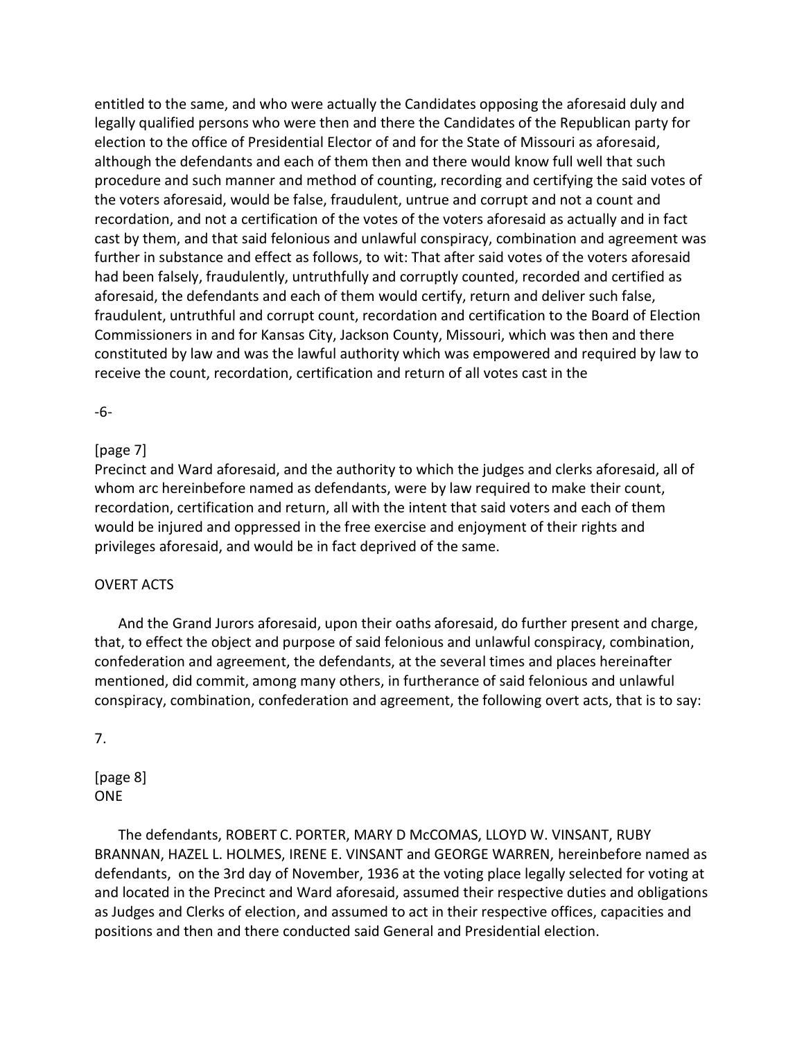entitled to the same, and who were actually the Candidates opposing the aforesaid duly and legally qualified persons who were then and there the Candidates of the Republican party for election to the office of Presidential Elector of and for the State of Missouri as aforesaid, although the defendants and each of them then and there would know full well that such procedure and such manner and method of counting, recording and certifying the said votes of the voters aforesaid, would be false, fraudulent, untrue and corrupt and not a count and recordation, and not a certification of the votes of the voters aforesaid as actually and in fact cast by them, and that said felonious and unlawful conspiracy, combination and agreement was further in substance and effect as follows, to wit: That after said votes of the voters aforesaid had been falsely, fraudulently, untruthfully and corruptly counted, recorded and certified as aforesaid, the defendants and each of them would certify, return and deliver such false, fraudulent, untruthful and corrupt count, recordation and certification to the Board of Election Commissioners in and for Kansas City, Jackson County, Missouri, which was then and there constituted by law and was the lawful authority which was empowered and required by law to receive the count, recordation, certification and return of all votes cast in the

[page 7]
Precinct and Ward aforesaid, and the authority to which the judges and clerks aforesaid, all of whom arc hereinbefore named as defendants, were by law required to make their count, recordation, certification and return, all with the intent that said voters and each of them would be injured and oppressed in the free exercise and enjoyment of their rights and privileges aforesaid, and would be in fact deprived of the same.

## OVERT ACTS

And the Grand Jurors aforesaid, upon their oaths aforesaid, do further present and charge, that, to effect the object and purpose of said felonious and unlawful conspiracy, combination, confederation and agreement, the defendants, at the several times and places hereinafter mentioned, did commit, among many others, in furtherance of said felonious and unlawful conspiracy, combination, confederation and agreement, the following overt acts, that is to say:

[page 8]
### ONE

The defendants, ROBERT C. PORTER, MARY D McCOMAS, LLOYD W. VINSANT, RUBY BRANNAN, HAZEL L. HOLMES, IRENE E. VINSANT and GEORGE WARREN, hereinbefore named as defendants, on the 3rd day of November, 1936 at the voting place legally selected for voting at and located in the Precinct and Ward aforesaid, assumed their respective duties and obligations as Judges and Clerks of election, and assumed to act in their respective offices, capacities and positions and then and there conducted said General and Presidential election.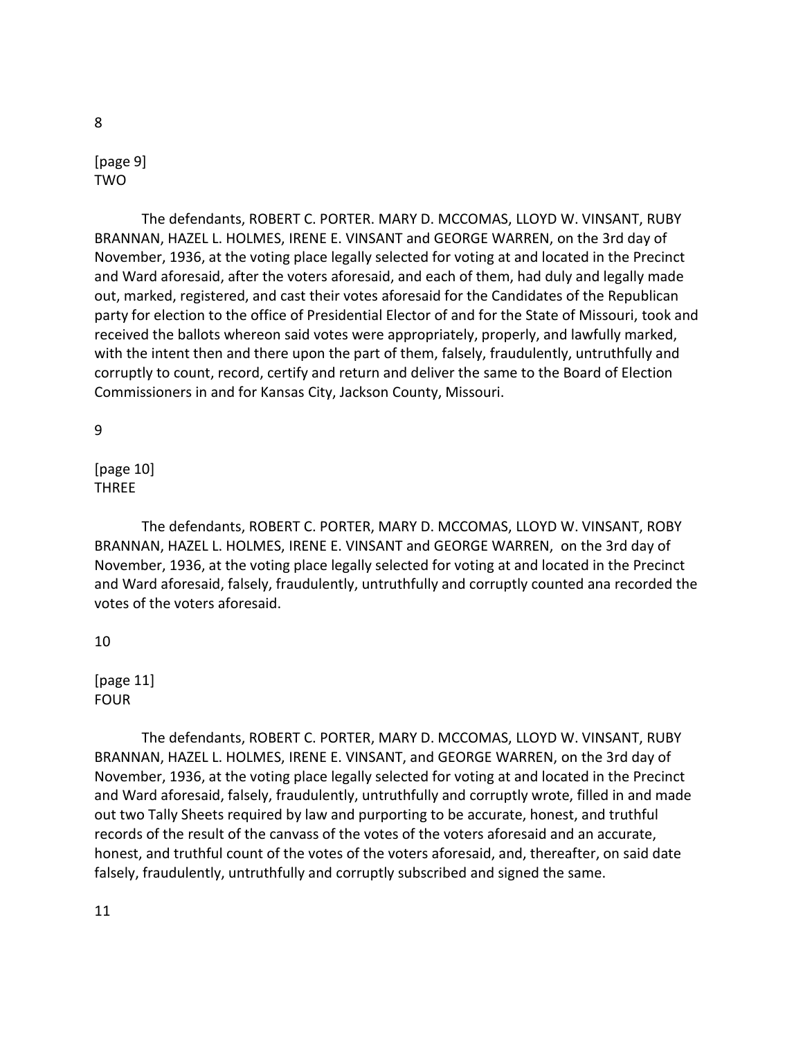[page 9]
TWO

The defendants, ROBERT C. PORTER. MARY D. MCCOMAS, LLOYD W. VINSANT, RUBY BRANNAN, HAZEL L. HOLMES, IRENE E. VINSANT and GEORGE WARREN, on the 3rd day of November, 1936, at the voting place legally selected for voting at and located in the Precinct and Ward aforesaid, after the voters aforesaid, and each of them, had duly and legally made out, marked, registered, and cast their votes aforesaid for the Candidates of the Republican party for election to the office of Presidential Elector of and for the State of Missouri, took and received the ballots whereon said votes were appropriately, properly, and lawfully marked, with the intent then and there upon the part of them, falsely, fraudulently, untruthfully and corruptly to count, record, certify and return and deliver the same to the Board of Election Commissioners in and for Kansas City, Jackson County, Missouri.

[page 10]
THREE

The defendants, ROBERT C. PORTER, MARY D. MCCOMAS, LLOYD W. VINSANT, ROBY BRANNAN, HAZEL L. HOLMES, IRENE E. VINSANT and GEORGE WARREN, on the 3rd day of November, 1936, at the voting place legally selected for voting at and located in the Precinct and Ward aforesaid, falsely, fraudulently, untruthfully and corruptly counted ana recorded the votes of the voters aforesaid.

[page 11]
FOUR

The defendants, ROBERT C. PORTER, MARY D. MCCOMAS, LLOYD W. VINSANT, RUBY BRANNAN, HAZEL L. HOLMES, IRENE E. VINSANT, and GEORGE WARREN, on the 3rd day of November, 1936, at the voting place legally selected for voting at and located in the Precinct and Ward aforesaid, falsely, fraudulently, untruthfully and corruptly wrote, filled in and made out two Tally Sheets required by law and purporting to be accurate, honest, and truthful records of the result of the canvass of the votes of the voters aforesaid and an accurate, honest, and truthful count of the votes of the voters aforesaid, and, thereafter, on said date falsely, fraudulently, untruthfully and corruptly subscribed and signed the same.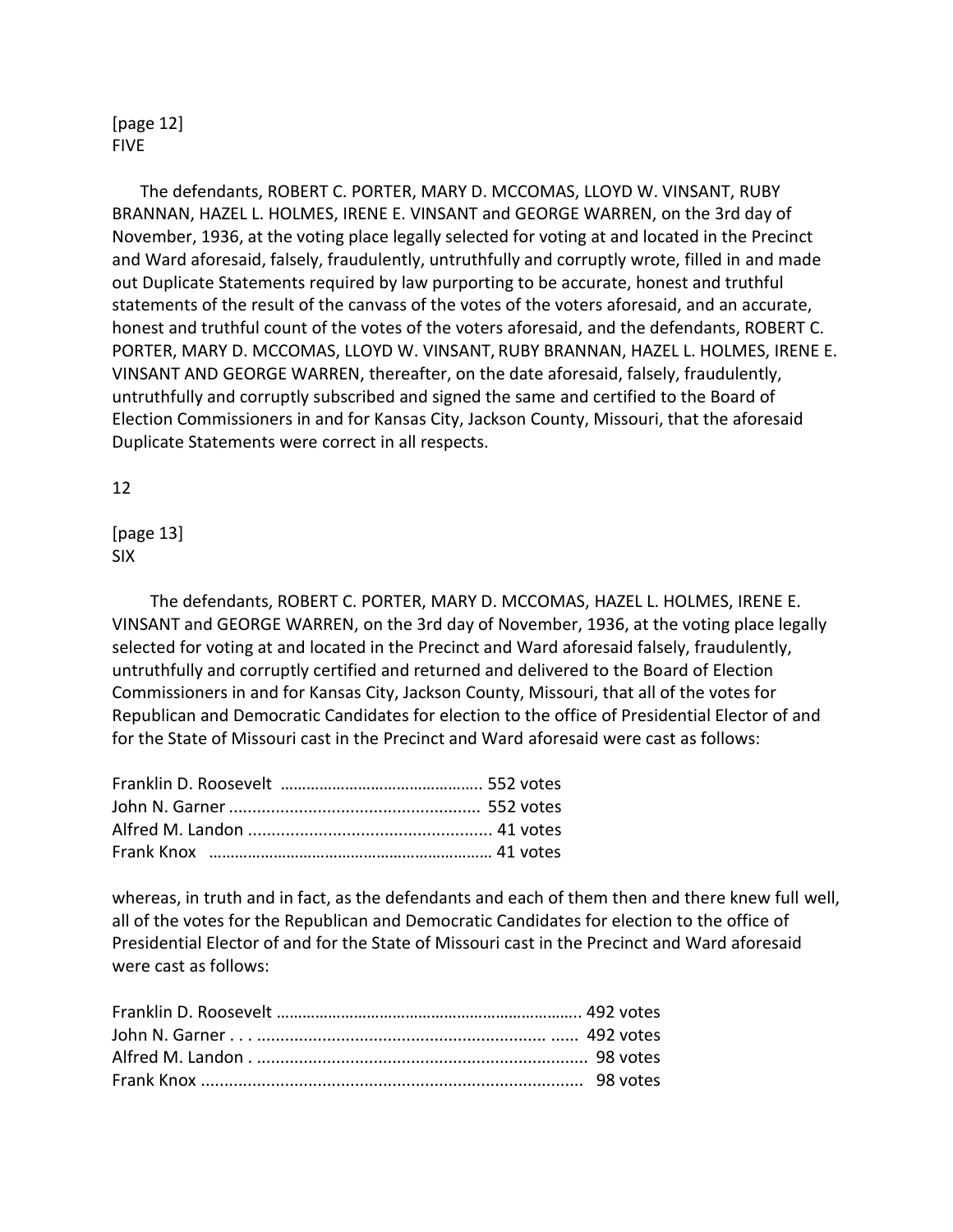[page 12]
FIVE

The defendants, ROBERT C. PORTER, MARY D. MCCOMAS, LLOYD W. VINSANT, RUBY BRANNAN, HAZEL L. HOLMES, IRENE E. VINSANT and GEORGE WARREN, on the 3rd day of November, 1936, at the voting place legally selected for voting at and located in the Precinct and Ward aforesaid, falsely, fraudulently, untruthfully and corruptly wrote, filled in and made out Duplicate Statements required by law purporting to be accurate, honest and truthful statements of the result of the canvass of the votes of the voters aforesaid, and an accurate, honest and truthful count of the votes of the voters aforesaid, and the defendants, ROBERT C. PORTER, MARY D. MCCOMAS, LLOYD W. VINSANT, RUBY BRANNAN, HAZEL L. HOLMES, IRENE E. VINSANT AND GEORGE WARREN, thereafter, on the date aforesaid, falsely, fraudulently, untruthfully and corruptly subscribed and signed the same and certified to the Board of Election Commissioners in and for Kansas City, Jackson County, Missouri, that the aforesaid Duplicate Statements were correct in all respects.

[page 13]
SIX

The defendants, ROBERT C. PORTER, MARY D. MCCOMAS, HAZEL L. HOLMES, IRENE E. VINSANT and GEORGE WARREN, on the 3rd day of November, 1936, at the voting place legally selected for voting at and located in the Precinct and Ward aforesaid falsely, fraudulently, untruthfully and corruptly certified and returned and delivered to the Board of Election Commissioners in and for Kansas City, Jackson County, Missouri, that all of the votes for Republican and Democratic Candidates for election to the office of Presidential Elector of and for the State of Missouri cast in the Precinct and Ward aforesaid were cast as follows:

Franklin D. Roosevelt ………………………………………. 552 votes
John N. Garner ..................................................... 552 votes
Alfred M. Landon ................................................... 41 votes
Frank Knox ………………………………………………………… 41 votes

whereas, in truth and in fact, as the defendants and each of them then and there knew full well, all of the votes for the Republican and Democratic Candidates for election to the office of Presidential Elector of and for the State of Missouri cast in the Precinct and Ward aforesaid were cast as follows:

Franklin D. Roosevelt ……………………………………………………………. 492 votes
John N. Garner . . . ............................................................. ...... 492 votes
Alfred M. Landon . ...................................................................... 98 votes
Frank Knox .................................................................................. 98 votes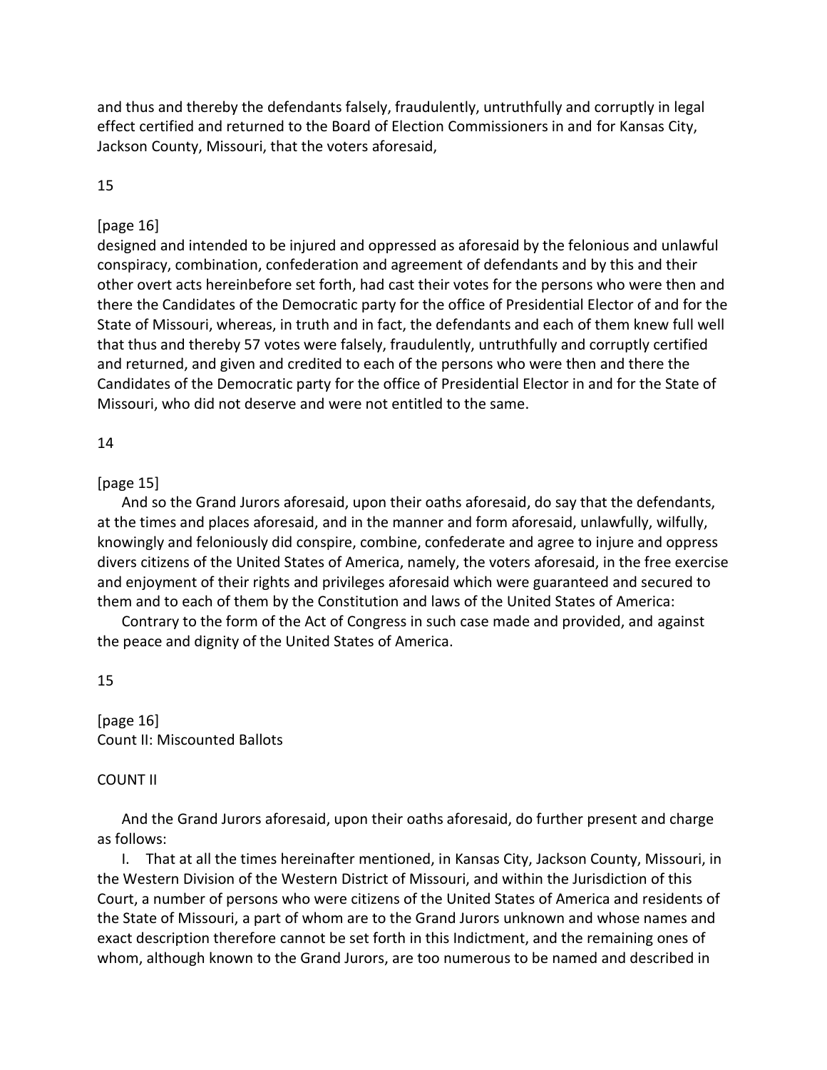and thus and thereby the defendants falsely, fraudulently, untruthfully and corruptly in legal effect certified and returned to the Board of Election Commissioners in and for Kansas City, Jackson County, Missouri, that the voters aforesaid,

designed and intended to be injured and oppressed as aforesaid by the felonious and unlawful conspiracy, combination, confederation and agreement of defendants and by this and their other overt acts hereinbefore set forth, had cast their votes for the persons who were then and there the Candidates of the Democratic party for the office of Presidential Elector of and for the State of Missouri, whereas, in truth and in fact, the defendants and each of them knew full well that thus and thereby 57 votes were falsely, fraudulently, untruthfully and corruptly certified and returned, and given and credited to each of the persons who were then and there the Candidates of the Democratic party for the office of Presidential Elector in and for the State of Missouri, who did not deserve and were not entitled to the same.

And so the Grand Jurors aforesaid, upon their oaths aforesaid, do say that the defendants, at the times and places aforesaid, and in the manner and form aforesaid, unlawfully, wilfully, knowingly and feloniously did conspire, combine, confederate and agree to injure and oppress divers citizens of the United States of America, namely, the voters aforesaid, in the free exercise and enjoyment of their rights and privileges aforesaid which were guaranteed and secured to them and to each of them by the Constitution and laws of the United States of America:

Contrary to the form of the Act of Congress in such case made and provided, and against the peace and dignity of the United States of America.

Count II: Miscounted Ballots

## COUNT II

And the Grand Jurors aforesaid, upon their oaths aforesaid, do further present and charge as follows:

I. That at all the times hereinafter mentioned, in Kansas City, Jackson County, Missouri, in the Western Division of the Western District of Missouri, and within the Jurisdiction of this Court, a number of persons who were citizens of the United States of America and residents of the State of Missouri, a part of whom are to the Grand Jurors unknown and whose names and exact description therefore cannot be set forth in this Indictment, and the remaining ones of whom, although known to the Grand Jurors, are too numerous to be named and described in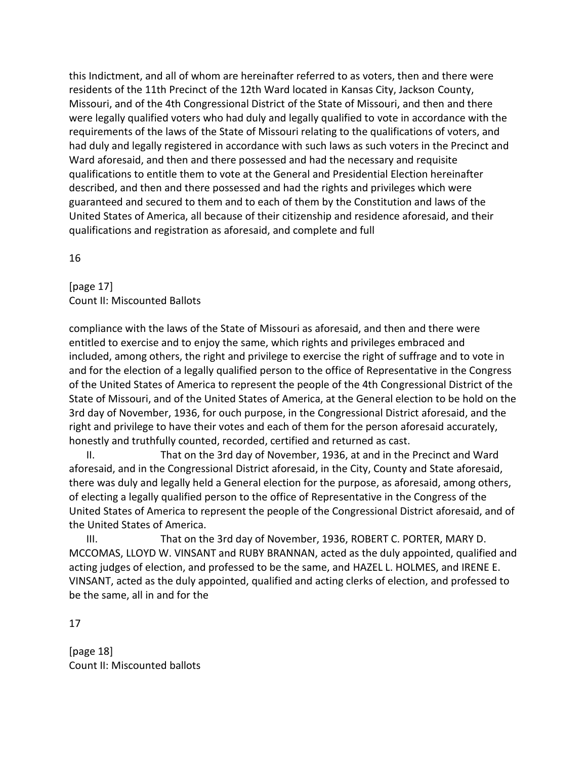this Indictment, and all of whom are hereinafter referred to as voters, then and there were residents of the 11th Precinct of the 12th Ward located in Kansas City, Jackson County, Missouri, and of the 4th Congressional District of the State of Missouri, and then and there were legally qualified voters who had duly and legally qualified to vote in accordance with the requirements of the laws of the State of Missouri relating to the qualifications of voters, and had duly and legally registered in accordance with such laws as such voters in the Precinct and Ward aforesaid, and then and there possessed and had the necessary and requisite qualifications to entitle them to vote at the General and Presidential Election hereinafter described, and then and there possessed and had the rights and privileges which were guaranteed and secured to them and to each of them by the Constitution and laws of the United States of America, all because of their citizenship and residence aforesaid, and their qualifications and registration as aforesaid, and complete and full

[page 17]
Count II: Miscounted Ballots

compliance with the laws of the State of Missouri as aforesaid, and then and there were entitled to exercise and to enjoy the same, which rights and privileges embraced and included, among others, the right and privilege to exercise the right of suffrage and to vote in and for the election of a legally qualified person to the office of Representative in the Congress of the United States of America to represent the people of the 4th Congressional District of the State of Missouri, and of the United States of America, at the General election to be hold on the 3rd day of November, 1936, for ouch purpose, in the Congressional District aforesaid, and the right and privilege to have their votes and each of them for the person aforesaid accurately, honestly and truthfully counted, recorded, certified and returned as cast.

II. That on the 3rd day of November, 1936, at and in the Precinct and Ward aforesaid, and in the Congressional District aforesaid, in the City, County and State aforesaid, there was duly and legally held a General election for the purpose, as aforesaid, among others, of electing a legally qualified person to the office of Representative in the Congress of the United States of America to represent the people of the Congressional District aforesaid, and of the United States of America.

III. That on the 3rd day of November, 1936, ROBERT C. PORTER, MARY D. MCCOMAS, LLOYD W. VINSANT and RUBY BRANNAN, acted as the duly appointed, qualified and acting judges of election, and professed to be the same, and HAZEL L. HOLMES, and IRENE E. VINSANT, acted as the duly appointed, qualified and acting clerks of election, and professed to be the same, all in and for the

[page 18]
Count II: Miscounted ballots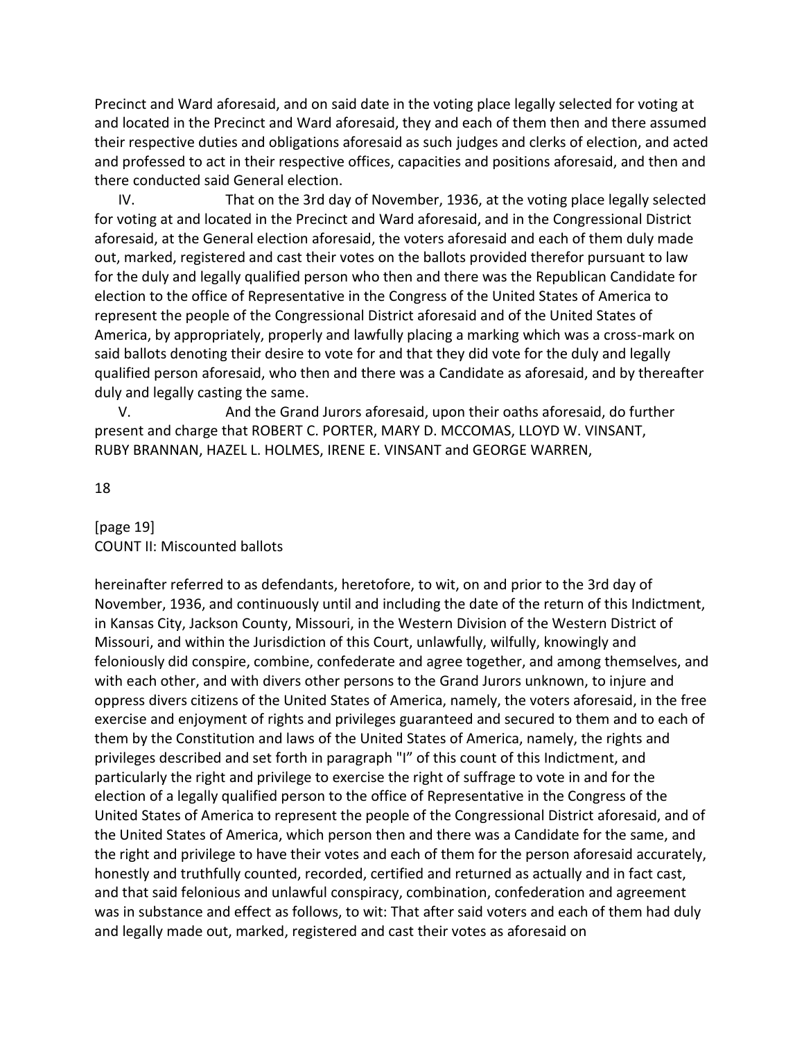Precinct and Ward aforesaid, and on said date in the voting place legally selected for voting at and located in the Precinct and Ward aforesaid, they and each of them then and there assumed their respective duties and obligations aforesaid as such judges and clerks of election, and acted and professed to act in their respective offices, capacities and positions aforesaid, and then and there conducted said General election.

IV. That on the 3rd day of November, 1936, at the voting place legally selected for voting at and located in the Precinct and Ward aforesaid, and in the Congressional District aforesaid, at the General election aforesaid, the voters aforesaid and each of them duly made out, marked, registered and cast their votes on the ballots provided therefor pursuant to law for the duly and legally qualified person who then and there was the Republican Candidate for election to the office of Representative in the Congress of the United States of America to represent the people of the Congressional District aforesaid and of the United States of America, by appropriately, properly and lawfully placing a marking which was a cross-mark on said ballots denoting their desire to vote for and that they did vote for the duly and legally qualified person aforesaid, who then and there was a Candidate as aforesaid, and by thereafter duly and legally casting the same.

V. And the Grand Jurors aforesaid, upon their oaths aforesaid, do further present and charge that ROBERT C. PORTER, MARY D. MCCOMAS, LLOYD W. VINSANT, RUBY BRANNAN, HAZEL L. HOLMES, IRENE E. VINSANT and GEORGE WARREN,

[page 19]
COUNT II: Miscounted ballots

hereinafter referred to as defendants, heretofore, to wit, on and prior to the 3rd day of November, 1936, and continuously until and including the date of the return of this Indictment, in Kansas City, Jackson County, Missouri, in the Western Division of the Western District of Missouri, and within the Jurisdiction of this Court, unlawfully, wilfully, knowingly and feloniously did conspire, combine, confederate and agree together, and among themselves, and with each other, and with divers other persons to the Grand Jurors unknown, to injure and oppress divers citizens of the United States of America, namely, the voters aforesaid, in the free exercise and enjoyment of rights and privileges guaranteed and secured to them and to each of them by the Constitution and laws of the United States of America, namely, the rights and privileges described and set forth in paragraph "I" of this count of this Indictment, and particularly the right and privilege to exercise the right of suffrage to vote in and for the election of a legally qualified person to the office of Representative in the Congress of the United States of America to represent the people of the Congressional District aforesaid, and of the United States of America, which person then and there was a Candidate for the same, and the right and privilege to have their votes and each of them for the person aforesaid accurately, honestly and truthfully counted, recorded, certified and returned as actually and in fact cast, and that said felonious and unlawful conspiracy, combination, confederation and agreement was in substance and effect as follows, to wit: That after said voters and each of them had duly and legally made out, marked, registered and cast their votes as aforesaid on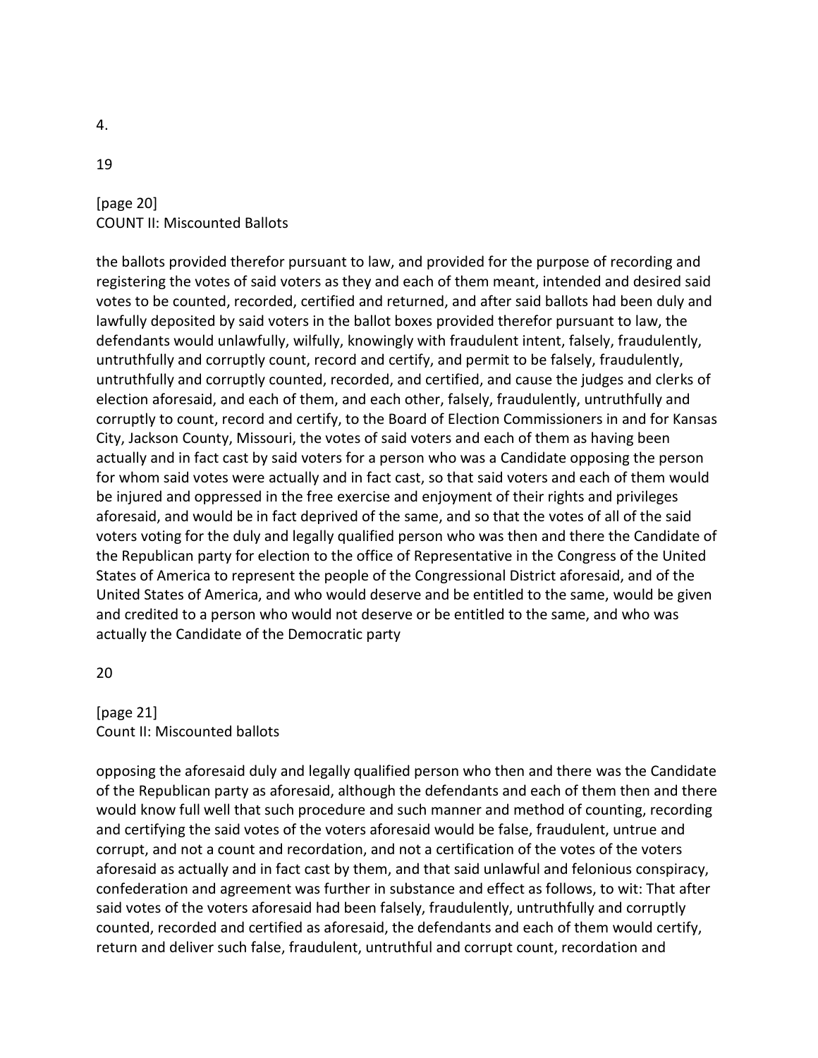4.

[page 20]
COUNT II: Miscounted Ballots

the ballots provided therefor pursuant to law, and provided for the purpose of recording and registering the votes of said voters as they and each of them meant, intended and desired said votes to be counted, recorded, certified and returned, and after said ballots had been duly and lawfully deposited by said voters in the ballot boxes provided therefor pursuant to law, the defendants would unlawfully, wilfully, knowingly with fraudulent intent, falsely, fraudulently, untruthfully and corruptly count, record and certify, and permit to be falsely, fraudulently, untruthfully and corruptly counted, recorded, and certified, and cause the judges and clerks of election aforesaid, and each of them, and each other, falsely, fraudulently, untruthfully and corruptly to count, record and certify, to the Board of Election Commissioners in and for Kansas City, Jackson County, Missouri, the votes of said voters and each of them as having been actually and in fact cast by said voters for a person who was a Candidate opposing the person for whom said votes were actually and in fact cast, so that said voters and each of them would be injured and oppressed in the free exercise and enjoyment of their rights and privileges aforesaid, and would be in fact deprived of the same, and so that the votes of all of the said voters voting for the duly and legally qualified person who was then and there the Candidate of the Republican party for election to the office of Representative in the Congress of the United States of America to represent the people of the Congressional District aforesaid, and of the United States of America, and who would deserve and be entitled to the same, would be given and credited to a person who would not deserve or be entitled to the same, and who was actually the Candidate of the Democratic party

[page 21]
Count II: Miscounted ballots

opposing the aforesaid duly and legally qualified person who then and there was the Candidate of the Republican party as aforesaid, although the defendants and each of them then and there would know full well that such procedure and such manner and method of counting, recording and certifying the said votes of the voters aforesaid would be false, fraudulent, untrue and corrupt, and not a count and recordation, and not a certification of the votes of the voters aforesaid as actually and in fact cast by them, and that said unlawful and felonious conspiracy, confederation and agreement was further in substance and effect as follows, to wit: That after said votes of the voters aforesaid had been falsely, fraudulently, untruthfully and corruptly counted, recorded and certified as aforesaid, the defendants and each of them would certify, return and deliver such false, fraudulent, untruthful and corrupt count, recordation and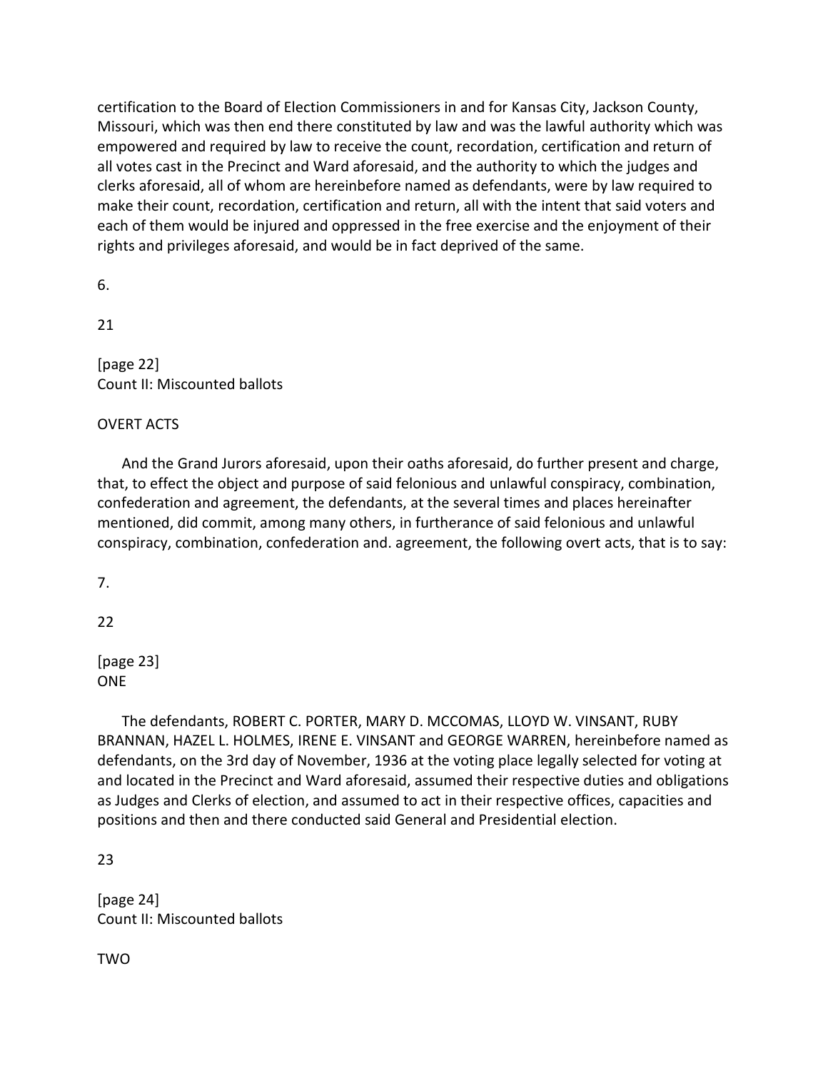certification to the Board of Election Commissioners in and for Kansas City, Jackson County, Missouri, which was then end there constituted by law and was the lawful authority which was empowered and required by law to receive the count, recordation, certification and return of all votes cast in the Precinct and Ward aforesaid, and the authority to which the judges and clerks aforesaid, all of whom are hereinbefore named as defendants, were by law required to make their count, recordation, certification and return, all with the intent that said voters and each of them would be injured and oppressed in the free exercise and the enjoyment of their rights and privileges aforesaid, and would be in fact deprived of the same.

6.

[page 22]
Count II: Miscounted ballots

OVERT ACTS

And the Grand Jurors aforesaid, upon their oaths aforesaid, do further present and charge, that, to effect the object and purpose of said felonious and unlawful conspiracy, combination, confederation and agreement, the defendants, at the several times and places hereinafter mentioned, did commit, among many others, in furtherance of said felonious and unlawful conspiracy, combination, confederation and. agreement, the following overt acts, that is to say:

7.

[page 23]
ONE

The defendants, ROBERT C. PORTER, MARY D. MCCOMAS, LLOYD W. VINSANT, RUBY BRANNAN, HAZEL L. HOLMES, IRENE E. VINSANT and GEORGE WARREN, hereinbefore named as defendants, on the 3rd day of November, 1936 at the voting place legally selected for voting at and located in the Precinct and Ward aforesaid, assumed their respective duties and obligations as Judges and Clerks of election, and assumed to act in their respective offices, capacities and positions and then and there conducted said General and Presidential election.

[page 24]
Count II: Miscounted ballots

TWO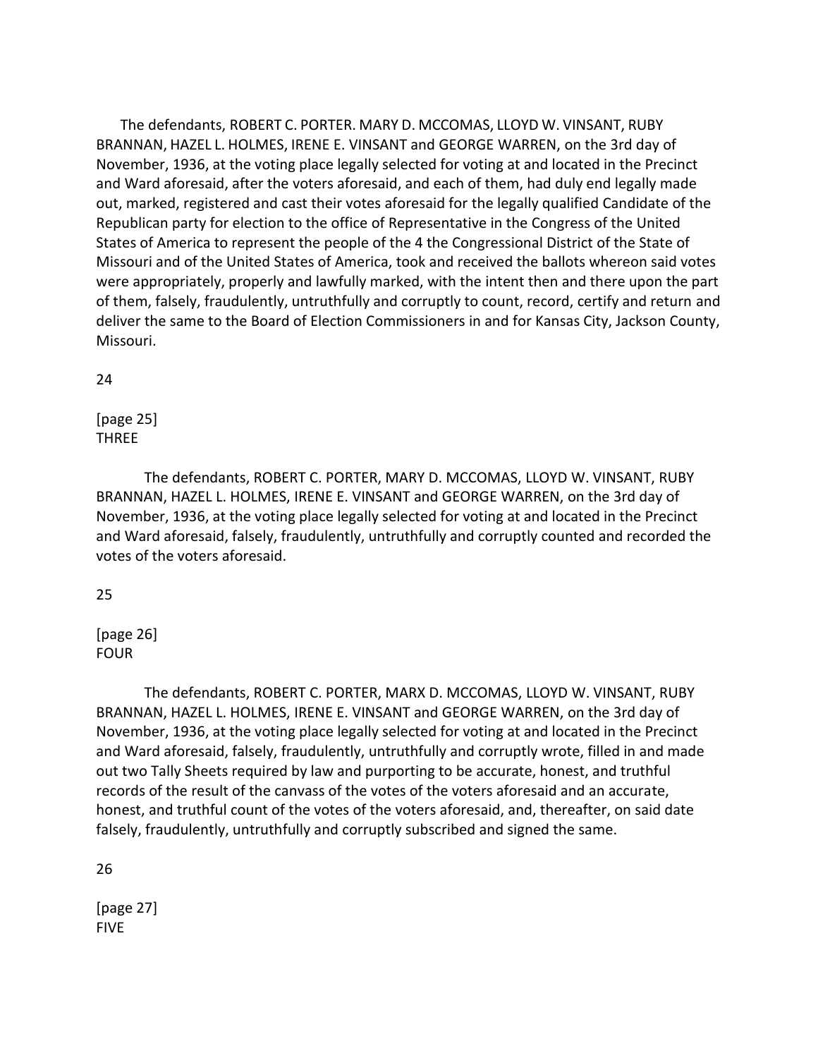The defendants, ROBERT C. PORTER. MARY D. MCCOMAS, LLOYD W. VINSANT, RUBY BRANNAN, HAZEL L. HOLMES, IRENE E. VINSANT and GEORGE WARREN, on the 3rd day of November, 1936, at the voting place legally selected for voting at and located in the Precinct and Ward aforesaid, after the voters aforesaid, and each of them, had duly end legally made out, marked, registered and cast their votes aforesaid for the legally qualified Candidate of the Republican party for election to the office of Representative in the Congress of the United States of America to represent the people of the 4 the Congressional District of the State of Missouri and of the United States of America, took and received the ballots whereon said votes were appropriately, properly and lawfully marked, with the intent then and there upon the part of them, falsely, fraudulently, untruthfully and corruptly to count, record, certify and return and deliver the same to the Board of Election Commissioners in and for Kansas City, Jackson County, Missouri.

[page 25]

THREE

The defendants, ROBERT C. PORTER, MARY D. MCCOMAS, LLOYD W. VINSANT, RUBY BRANNAN, HAZEL L. HOLMES, IRENE E. VINSANT and GEORGE WARREN, on the 3rd day of November, 1936, at the voting place legally selected for voting at and located in the Precinct and Ward aforesaid, falsely, fraudulently, untruthfully and corruptly counted and recorded the votes of the voters aforesaid.

[page 26]

FOUR

The defendants, ROBERT C. PORTER, MARX D. MCCOMAS, LLOYD W. VINSANT, RUBY BRANNAN, HAZEL L. HOLMES, IRENE E. VINSANT and GEORGE WARREN, on the 3rd day of November, 1936, at the voting place legally selected for voting at and located in the Precinct and Ward aforesaid, falsely, fraudulently, untruthfully and corruptly wrote, filled in and made out two Tally Sheets required by law and purporting to be accurate, honest, and truthful records of the result of the canvass of the votes of the voters aforesaid and an accurate, honest, and truthful count of the votes of the voters aforesaid, and, thereafter, on said date falsely, fraudulently, untruthfully and corruptly subscribed and signed the same.

[page 27]

FIVE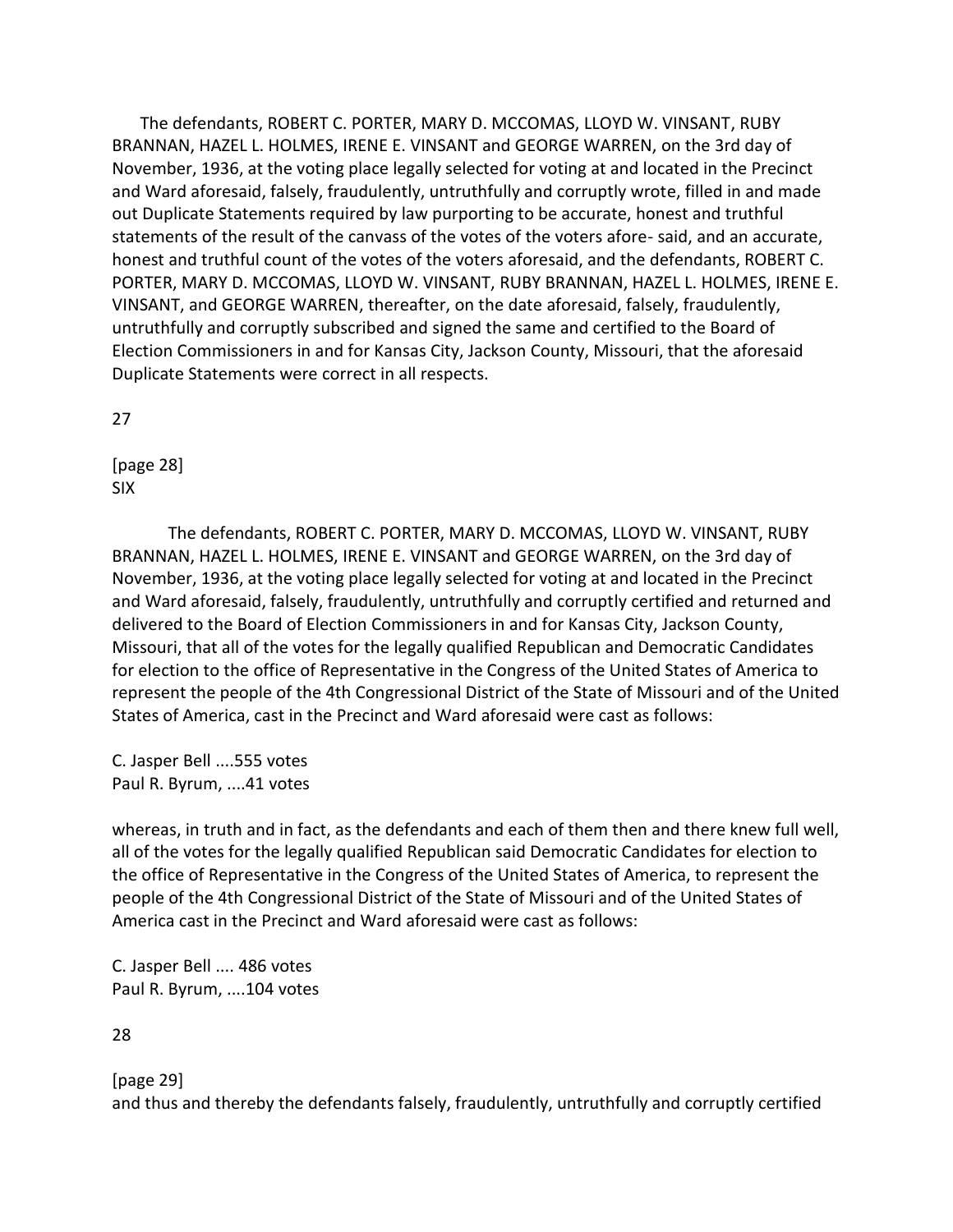The defendants, ROBERT C. PORTER, MARY D. MCCOMAS, LLOYD W. VINSANT, RUBY BRANNAN, HAZEL L. HOLMES, IRENE E. VINSANT and GEORGE WARREN, on the 3rd day of November, 1936, at the voting place legally selected for voting at and located in the Precinct and Ward aforesaid, falsely, fraudulently, untruthfully and corruptly wrote, filled in and made out Duplicate Statements required by law purporting to be accurate, honest and truthful statements of the result of the canvass of the votes of the voters afore- said, and an accurate, honest and truthful count of the votes of the voters aforesaid, and the defendants, ROBERT C. PORTER, MARY D. MCCOMAS, LLOYD W. VINSANT, RUBY BRANNAN, HAZEL L. HOLMES, IRENE E. VINSANT, and GEORGE WARREN, thereafter, on the date aforesaid, falsely, fraudulently, untruthfully and corruptly subscribed and signed the same and certified to the Board of Election Commissioners in and for Kansas City, Jackson County, Missouri, that the aforesaid Duplicate Statements were correct in all respects.

[page 28]

SIX

The defendants, ROBERT C. PORTER, MARY D. MCCOMAS, LLOYD W. VINSANT, RUBY BRANNAN, HAZEL L. HOLMES, IRENE E. VINSANT and GEORGE WARREN, on the 3rd day of November, 1936, at the voting place legally selected for voting at and located in the Precinct and Ward aforesaid, falsely, fraudulently, untruthfully and corruptly certified and returned and delivered to the Board of Election Commissioners in and for Kansas City, Jackson County, Missouri, that all of the votes for the legally qualified Republican and Democratic Candidates for election to the office of Representative in the Congress of the United States of America to represent the people of the 4th Congressional District of the State of Missouri and of the United States of America, cast in the Precinct and Ward aforesaid were cast as follows:

C. Jasper Bell ....555 votes
Paul R. Byrum, ....41 votes

whereas, in truth and in fact, as the defendants and each of them then and there knew full well, all of the votes for the legally qualified Republican said Democratic Candidates for election to the office of Representative in the Congress of the United States of America, to represent the people of the 4th Congressional District of the State of Missouri and of the United States of America cast in the Precinct and Ward aforesaid were cast as follows:

C. Jasper Bell .... 486 votes
Paul R. Byrum, ....104 votes

[page 29]

and thus and thereby the defendants falsely, fraudulently, untruthfully and corruptly certified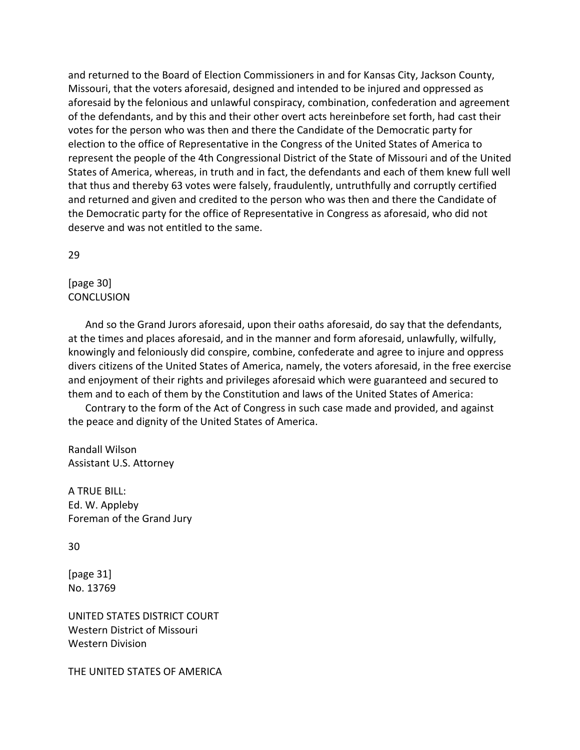and returned to the Board of Election Commissioners in and for Kansas City, Jackson County, Missouri, that the voters aforesaid, designed and intended to be injured and oppressed as aforesaid by the felonious and unlawful conspiracy, combination, confederation and agreement of the defendants, and by this and their other overt acts hereinbefore set forth, had cast their votes for the person who was then and there the Candidate of the Democratic party for election to the office of Representative in the Congress of the United States of America to represent the people of the 4th Congressional District of the State of Missouri and of the United States of America, whereas, in truth and in fact, the defendants and each of them knew full well that thus and thereby 63 votes were falsely, fraudulently, untruthfully and corruptly certified and returned and given and credited to the person who was then and there the Candidate of the Democratic party for the office of Representative in Congress as aforesaid, who did not deserve and was not entitled to the same.

[page 30]

## CONCLUSION

And so the Grand Jurors aforesaid, upon their oaths aforesaid, do say that the defendants, at the times and places aforesaid, and in the manner and form aforesaid, unlawfully, wilfully, knowingly and feloniously did conspire, combine, confederate and agree to injure and oppress divers citizens of the United States of America, namely, the voters aforesaid, in the free exercise and enjoyment of their rights and privileges aforesaid which were guaranteed and secured to them and to each of them by the Constitution and laws of the United States of America:

Contrary to the form of the Act of Congress in such case made and provided, and against the peace and dignity of the United States of America.

Randall Wilson
Assistant U.S. Attorney

A TRUE BILL:
Ed. W. Appleby
Foreman of the Grand Jury

[page 31]

No. 13769

UNITED STATES DISTRICT COURT
Western District of Missouri
Western Division

THE UNITED STATES OF AMERICA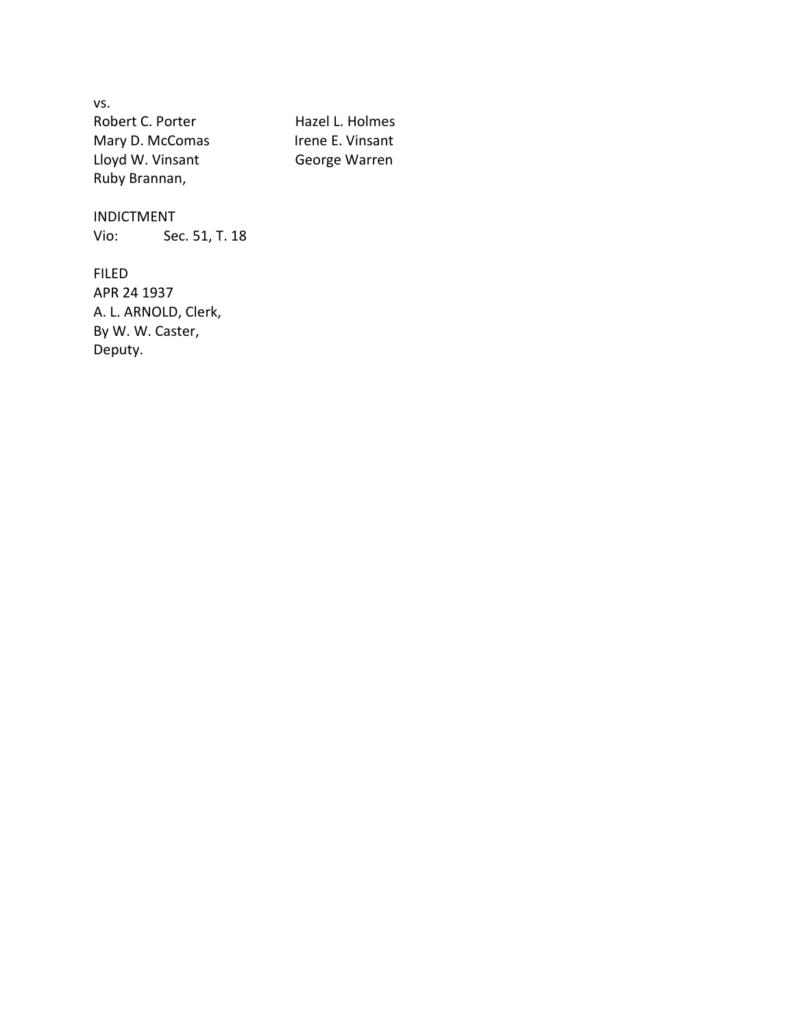vs.

| | |
|---|---|
| Robert C. Porter | Hazel L. Holmes |
| Mary D. McComas | Irene E. Vinsant |
| Lloyd W. Vinsant | George Warren |
| Ruby Brannan, | |

INDICTMENT

Vio: Sec. 51, T. 18

FILED
APR 24 1937
A. L. ARNOLD, Clerk,
By W. W. Caster,
Deputy.